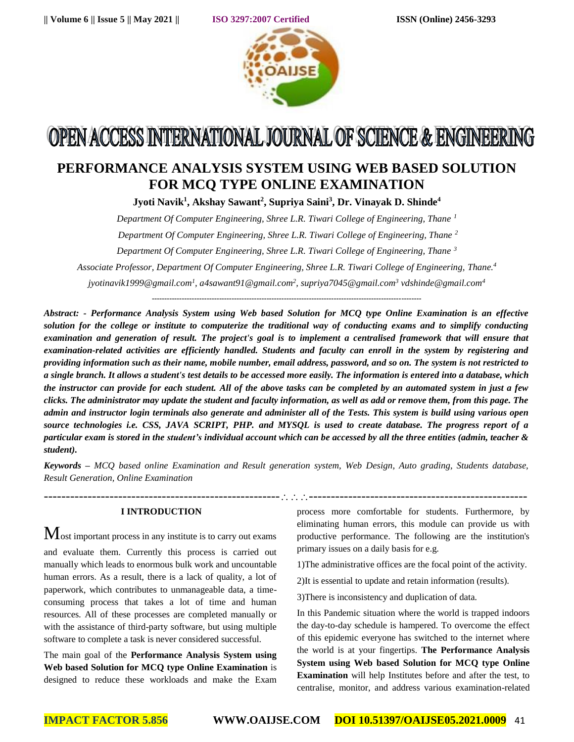# PERFORMANCE ANALYSIS SYSTEM USING WEB BASED SOLUTION FOR MCQ TYPE ONLINE EXAMINATION

**Jyoti Navik[1], Akshay Sawant[2], Supriya Saini[3], Dr. Vinayak D. Shinde[4]**

*Department Of Computer Engineering, Shree L.R. Tiwari College of Engineering, Thane [1]*

*Department Of Computer Engineering, Shree L.R. Tiwari College of Engineering, Thane [2]*

*Department Of Computer Engineering, Shree L.R. Tiwari College of Engineering, Thane [3]*

*Associate Professor, Department Of Computer Engineering, Shree L.R. Tiwari College of Engineering, Thane.[4]*

*jyotinavik1999@gmail.com[1], a4sawant91@gmail.com[2], supriya7045@gmail.com[3] vdshinde@gmail.com[4]*

---

***Abstract: - Performance Analysis System using Web based Solution for MCQ type Online Examination is an effective solution for the college or institute to computerize the traditional way of conducting exams and to simplify conducting examination and generation of result. The project's goal is to implement a centralised framework that will ensure that examination-related activities are efficiently handled. Students and faculty can enroll in the system by registering and providing information such as their name, mobile number, email address, password, and so on. The system is not restricted to a single branch. It allows a student's test details to be accessed more easily. The information is entered into a database, which the instructor can provide for each student. All of the above tasks can be completed by an automated system in just a few clicks. The administrator may update the student and faculty information, as well as add or remove them, from this page. The admin and instructor login terminals also generate and administer all of the Tests. This system is build using various open source technologies i.e. CSS, JAVA SCRIPT, PHP. and MYSQL is used to create database. The progress report of a particular exam is stored in the student's individual account which can be accessed by all the three entities (admin, teacher & student).***

***Keywords –** MCQ based online Examination and Result generation system, Web Design, Auto grading, Students database, Result Generation, Online Examination*

---

## I INTRODUCTION

Most important process in any institute is to carry out exams and evaluate them. Currently this process is carried out manually which leads to enormous bulk work and uncountable human errors. As a result, there is a lack of quality, a lot of paperwork, which contributes to unmanageable data, a time-consuming process that takes a lot of time and human resources. All of these processes are completed manually or with the assistance of third-party software, but using multiple software to complete a task is never considered successful.

The main goal of the **Performance Analysis System using Web based Solution for MCQ type Online Examination** is designed to reduce these workloads and make the Exam process more comfortable for students. Furthermore, by eliminating human errors, this module can provide us with productive performance. The following are the institution's primary issues on a daily basis for e.g.

1)The administrative offices are the focal point of the activity.

2)It is essential to update and retain information (results).

3)There is inconsistency and duplication of data.

In this Pandemic situation where the world is trapped indoors the day-to-day schedule is hampered. To overcome the effect of this epidemic everyone has switched to the internet where the world is at your fingertips. **The Performance Analysis System using Web based Solution for MCQ type Online Examination** will help Institutes before and after the test, to centralise, monitor, and address various examination-related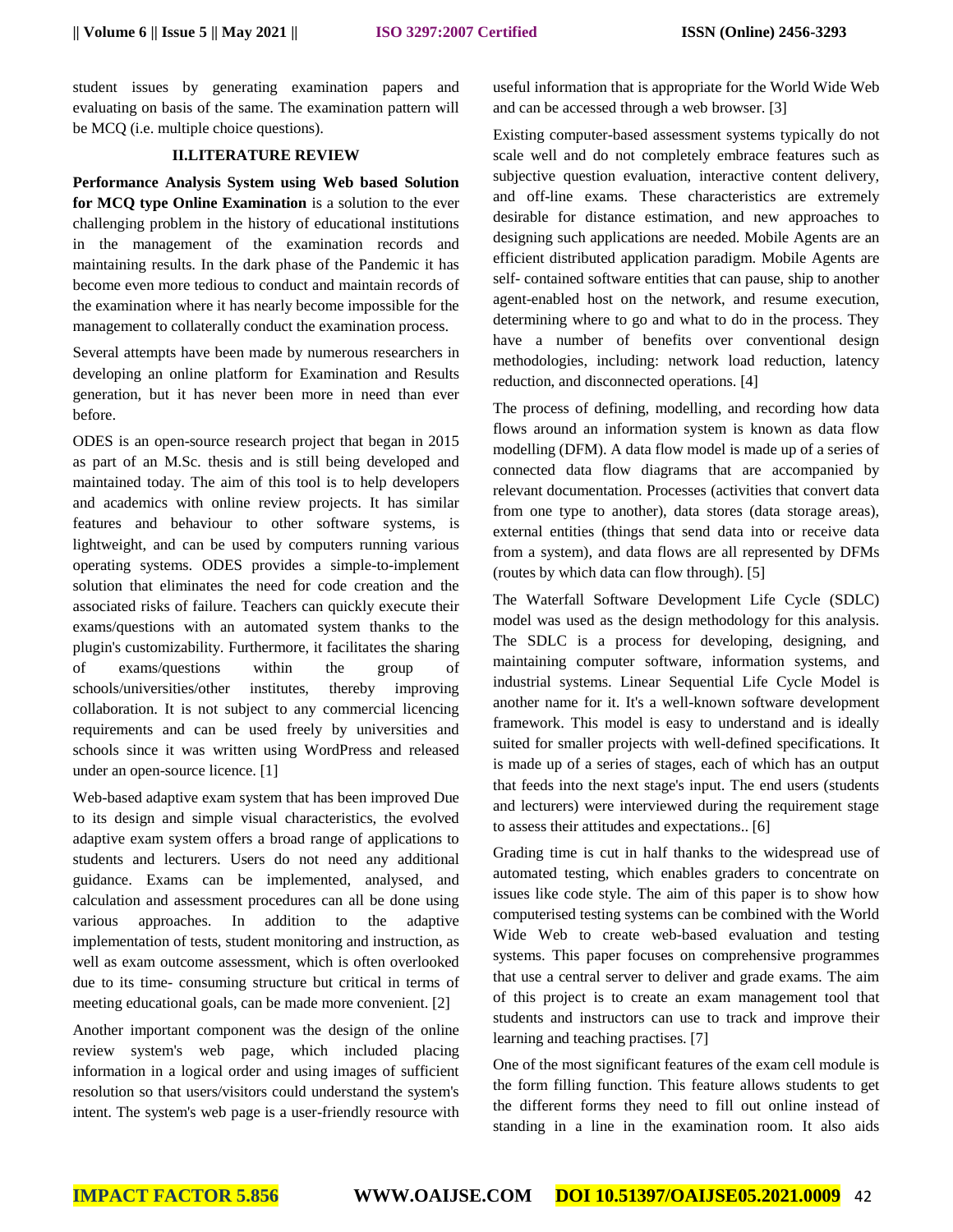student issues by generating examination papers and evaluating on basis of the same. The examination pattern will be MCQ (i.e. multiple choice questions).

## II.LITERATURE REVIEW

**Performance Analysis System using Web based Solution for MCQ type Online Examination** is a solution to the ever challenging problem in the history of educational institutions in the management of the examination records and maintaining results. In the dark phase of the Pandemic it has become even more tedious to conduct and maintain records of the examination where it has nearly become impossible for the management to collaterally conduct the examination process.

Several attempts have been made by numerous researchers in developing an online platform for Examination and Results generation, but it has never been more in need than ever before.

ODES is an open-source research project that began in 2015 as part of an M.Sc. thesis and is still being developed and maintained today. The aim of this tool is to help developers and academics with online review projects. It has similar features and behaviour to other software systems, is lightweight, and can be used by computers running various operating systems. ODES provides a simple-to-implement solution that eliminates the need for code creation and the associated risks of failure. Teachers can quickly execute their exams/questions with an automated system thanks to the plugin's customizability. Furthermore, it facilitates the sharing of exams/questions within the group of schools/universities/other institutes, thereby improving collaboration. It is not subject to any commercial licencing requirements and can be used freely by universities and schools since it was written using WordPress and released under an open-source licence. [1]

Web-based adaptive exam system that has been improved Due to its design and simple visual characteristics, the evolved adaptive exam system offers a broad range of applications to students and lecturers. Users do not need any additional guidance. Exams can be implemented, analysed, and calculation and assessment procedures can all be done using various approaches. In addition to the adaptive implementation of tests, student monitoring and instruction, as well as exam outcome assessment, which is often overlooked due to its time- consuming structure but critical in terms of meeting educational goals, can be made more convenient. [2]

Another important component was the design of the online review system's web page, which included placing information in a logical order and using images of sufficient resolution so that users/visitors could understand the system's intent. The system's web page is a user-friendly resource with useful information that is appropriate for the World Wide Web and can be accessed through a web browser. [3]

Existing computer-based assessment systems typically do not scale well and do not completely embrace features such as subjective question evaluation, interactive content delivery, and off-line exams. These characteristics are extremely desirable for distance estimation, and new approaches to designing such applications are needed. Mobile Agents are an efficient distributed application paradigm. Mobile Agents are self- contained software entities that can pause, ship to another agent-enabled host on the network, and resume execution, determining where to go and what to do in the process. They have a number of benefits over conventional design methodologies, including: network load reduction, latency reduction, and disconnected operations. [4]

The process of defining, modelling, and recording how data flows around an information system is known as data flow modelling (DFM). A data flow model is made up of a series of connected data flow diagrams that are accompanied by relevant documentation. Processes (activities that convert data from one type to another), data stores (data storage areas), external entities (things that send data into or receive data from a system), and data flows are all represented by DFMs (routes by which data can flow through). [5]

The Waterfall Software Development Life Cycle (SDLC) model was used as the design methodology for this analysis. The SDLC is a process for developing, designing, and maintaining computer software, information systems, and industrial systems. Linear Sequential Life Cycle Model is another name for it. It's a well-known software development framework. This model is easy to understand and is ideally suited for smaller projects with well-defined specifications. It is made up of a series of stages, each of which has an output that feeds into the next stage's input. The end users (students and lecturers) were interviewed during the requirement stage to assess their attitudes and expectations.. [6]

Grading time is cut in half thanks to the widespread use of automated testing, which enables graders to concentrate on issues like code style. The aim of this paper is to show how computerised testing systems can be combined with the World Wide Web to create web-based evaluation and testing systems. This paper focuses on comprehensive programmes that use a central server to deliver and grade exams. The aim of this project is to create an exam management tool that students and instructors can use to track and improve their learning and teaching practises. [7]

One of the most significant features of the exam cell module is the form filling function. This feature allows students to get the different forms they need to fill out online instead of standing in a line in the examination room. It also aids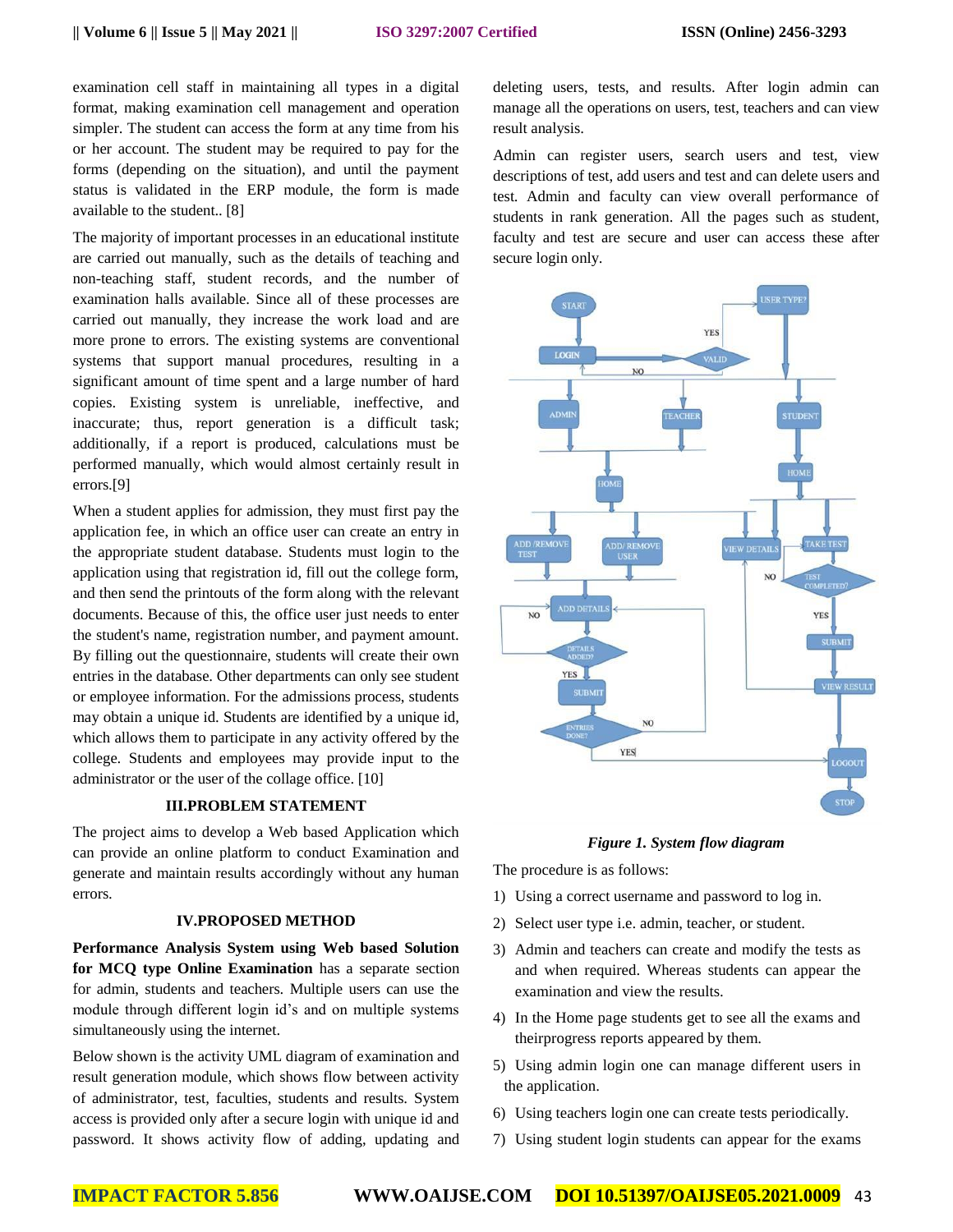examination cell staff in maintaining all types in a digital format, making examination cell management and operation simpler. The student can access the form at any time from his or her account. The student may be required to pay for the forms (depending on the situation), and until the payment status is validated in the ERP module, the form is made available to the student.. [8]

The majority of important processes in an educational institute are carried out manually, such as the details of teaching and non-teaching staff, student records, and the number of examination halls available. Since all of these processes are carried out manually, they increase the work load and are more prone to errors. The existing systems are conventional systems that support manual procedures, resulting in a significant amount of time spent and a large number of hard copies. Existing system is unreliable, ineffective, and inaccurate; thus, report generation is a difficult task; additionally, if a report is produced, calculations must be performed manually, which would almost certainly result in errors.[9]

When a student applies for admission, they must first pay the application fee, in which an office user can create an entry in the appropriate student database. Students must login to the application using that registration id, fill out the college form, and then send the printouts of the form along with the relevant documents. Because of this, the office user just needs to enter the student's name, registration number, and payment amount. By filling out the questionnaire, students will create their own entries in the database. Other departments can only see student or employee information. For the admissions process, students may obtain a unique id. Students are identified by a unique id, which allows them to participate in any activity offered by the college. Students and employees may provide input to the administrator or the user of the collage office. [10]

## III.PROBLEM STATEMENT

The project aims to develop a Web based Application which can provide an online platform to conduct Examination and generate and maintain results accordingly without any human errors.

## IV.PROPOSED METHOD

**Performance Analysis System using Web based Solution for MCQ type Online Examination** has a separate section for admin, students and teachers. Multiple users can use the module through different login id's and on multiple systems simultaneously using the internet.

Below shown is the activity UML diagram of examination and result generation module, which shows flow between activity of administrator, test, faculties, students and results. System access is provided only after a secure login with unique id and password. It shows activity flow of adding, updating and deleting users, tests, and results. After login admin can manage all the operations on users, test, teachers and can view result analysis.

Admin can register users, search users and test, view descriptions of test, add users and test and can delete users and test. Admin and faculty can view overall performance of students in rank generation. All the pages such as student, faculty and test are secure and user can access these after secure login only.

*Figure 1. System flow diagram*

The procedure is as follows:

1) Using a correct username and password to log in.
2) Select user type i.e. admin, teacher, or student.
3) Admin and teachers can create and modify the tests as and when required. Whereas students can appear the examination and view the results.
4) In the Home page students get to see all the exams and theirprogress reports appeared by them.
5) Using admin login one can manage different users in the application.
6) Using teachers login one can create tests periodically.
7) Using student login students can appear for the exams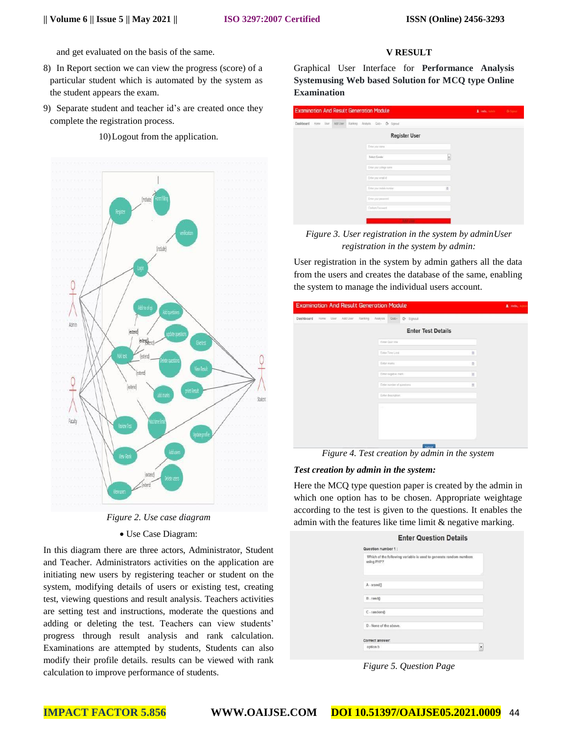and get evaluated on the basis of the same.

8) In Report section we can view the progress (score) of a particular student which is automated by the system as the student appears the exam.

9) Separate student and teacher id's are created once they complete the registration process.

10) Logout from the application.

*Figure 2. Use case diagram*

- Use Case Diagram:

In this diagram there are three actors, Administrator, Student and Teacher. Administrators activities on the application are initiating new users by registering teacher or student on the system, modifying details of users or existing test, creating test, viewing questions and result analysis. Teachers activities are setting test and instructions, moderate the questions and adding or deleting the test. Teachers can view students' progress through result analysis and rank calculation. Examinations are attempted by students, Students can also modify their profile details. results can be viewed with rank calculation to improve performance of students.

## V RESULT

Graphical User Interface for **Performance Analysis Systemusing Web based Solution for MCQ type Online Examination**

*Figure 3. User registration in the system by adminUser registration in the system by admin:*

User registration in the system by admin gathers all the data from the users and creates the database of the same, enabling the system to manage the individual users account.

*Figure 4. Test creation by admin in the system*

***Test creation by admin in the system:***

Here the MCQ type question paper is created by the admin in which one option has to be chosen. Appropriate weightage according to the test is given to the questions. It enables the admin with the features like time limit & negative marking.

*Figure 5. Question Page*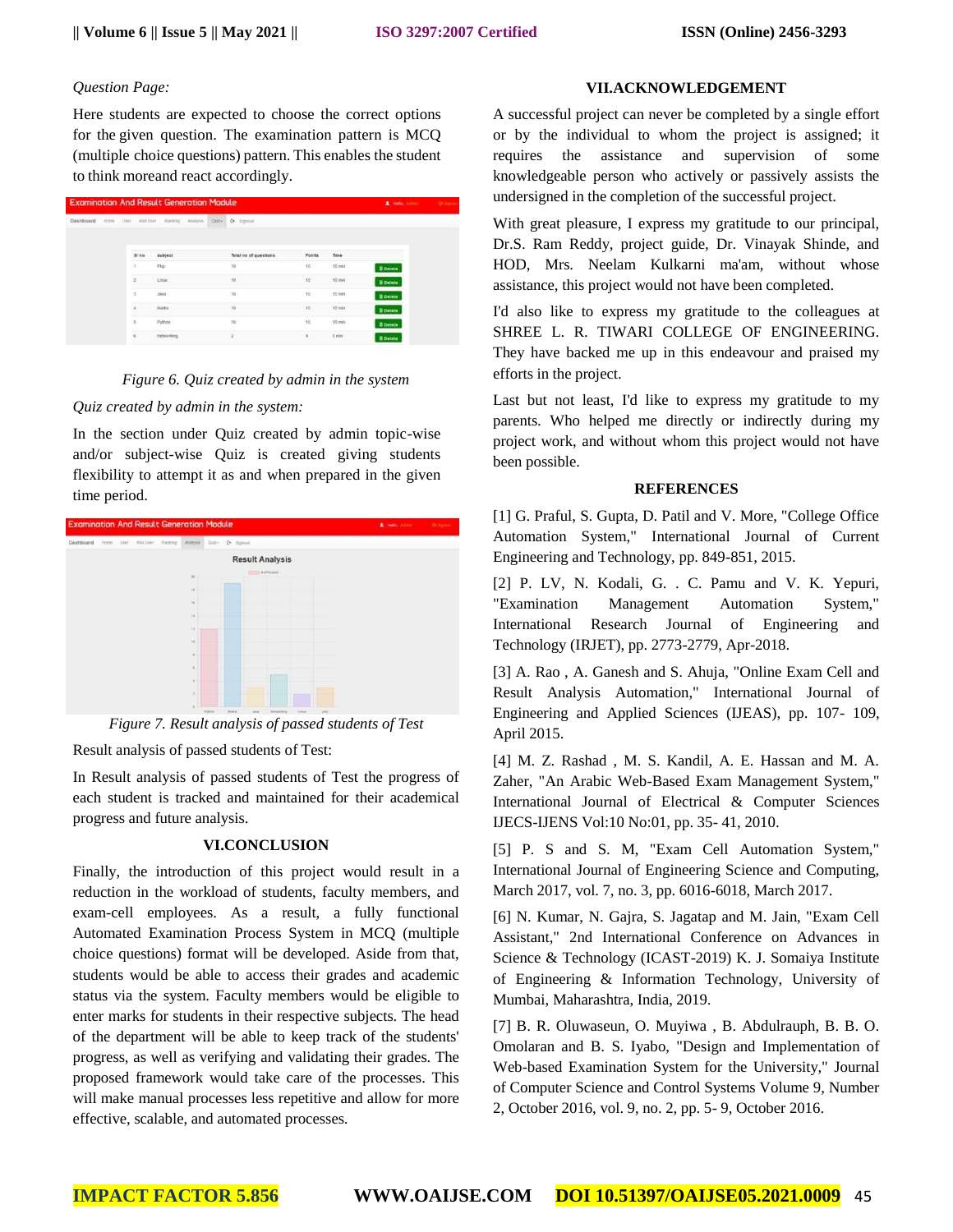*Question Page:*

Here students are expected to choose the correct options for the given question. The examination pattern is MCQ (multiple choice questions) pattern. This enables the student to think moreand react accordingly.

*Figure 6. Quiz created by admin in the system*

*Quiz created by admin in the system:*

In the section under Quiz created by admin topic-wise and/or subject-wise Quiz is created giving students flexibility to attempt it as and when prepared in the given time period.

*Figure 7. Result analysis of passed students of Test*

Result analysis of passed students of Test:

In Result analysis of passed students of Test the progress of each student is tracked and maintained for their academical progress and future analysis.

## VI.CONCLUSION

Finally, the introduction of this project would result in a reduction in the workload of students, faculty members, and exam-cell employees. As a result, a fully functional Automated Examination Process System in MCQ (multiple choice questions) format will be developed. Aside from that, students would be able to access their grades and academic status via the system. Faculty members would be eligible to enter marks for students in their respective subjects. The head of the department will be able to keep track of the students' progress, as well as verifying and validating their grades. The proposed framework would take care of the processes. This will make manual processes less repetitive and allow for more effective, scalable, and automated processes.

## VII.ACKNOWLEDGEMENT

A successful project can never be completed by a single effort or by the individual to whom the project is assigned; it requires the assistance and supervision of some knowledgeable person who actively or passively assists the undersigned in the completion of the successful project.

With great pleasure, I express my gratitude to our principal, Dr.S. Ram Reddy, project guide, Dr. Vinayak Shinde, and HOD, Mrs. Neelam Kulkarni ma'am, without whose assistance, this project would not have been completed.

I'd also like to express my gratitude to the colleagues at SHREE L. R. TIWARI COLLEGE OF ENGINEERING. They have backed me up in this endeavour and praised my efforts in the project.

Last but not least, I'd like to express my gratitude to my parents. Who helped me directly or indirectly during my project work, and without whom this project would not have been possible.

## REFERENCES

[1] G. Praful, S. Gupta, D. Patil and V. More, "College Office Automation System," International Journal of Current Engineering and Technology, pp. 849-851, 2015.

[2] P. LV, N. Kodali, G. . C. Pamu and V. K. Yepuri, "Examination Management Automation System," International Research Journal of Engineering and Technology (IRJET), pp. 2773-2779, Apr-2018.

[3] A. Rao , A. Ganesh and S. Ahuja, "Online Exam Cell and Result Analysis Automation," International Journal of Engineering and Applied Sciences (IJEAS), pp. 107- 109, April 2015.

[4] M. Z. Rashad , M. S. Kandil, A. E. Hassan and M. A. Zaher, "An Arabic Web-Based Exam Management System," International Journal of Electrical & Computer Sciences IJECS-IJENS Vol:10 No:01, pp. 35- 41, 2010.

[5] P. S and S. M, "Exam Cell Automation System," International Journal of Engineering Science and Computing, March 2017, vol. 7, no. 3, pp. 6016-6018, March 2017.

[6] N. Kumar, N. Gajra, S. Jagatap and M. Jain, "Exam Cell Assistant," 2nd International Conference on Advances in Science & Technology (ICAST-2019) K. J. Somaiya Institute of Engineering & Information Technology, University of Mumbai, Maharashtra, India, 2019.

[7] B. R. Oluwaseun, O. Muyiwa , B. Abdulrauph, B. B. O. Omolaran and B. S. Iyabo, "Design and Implementation of Web-based Examination System for the University," Journal of Computer Science and Control Systems Volume 9, Number 2, October 2016, vol. 9, no. 2, pp. 5- 9, October 2016.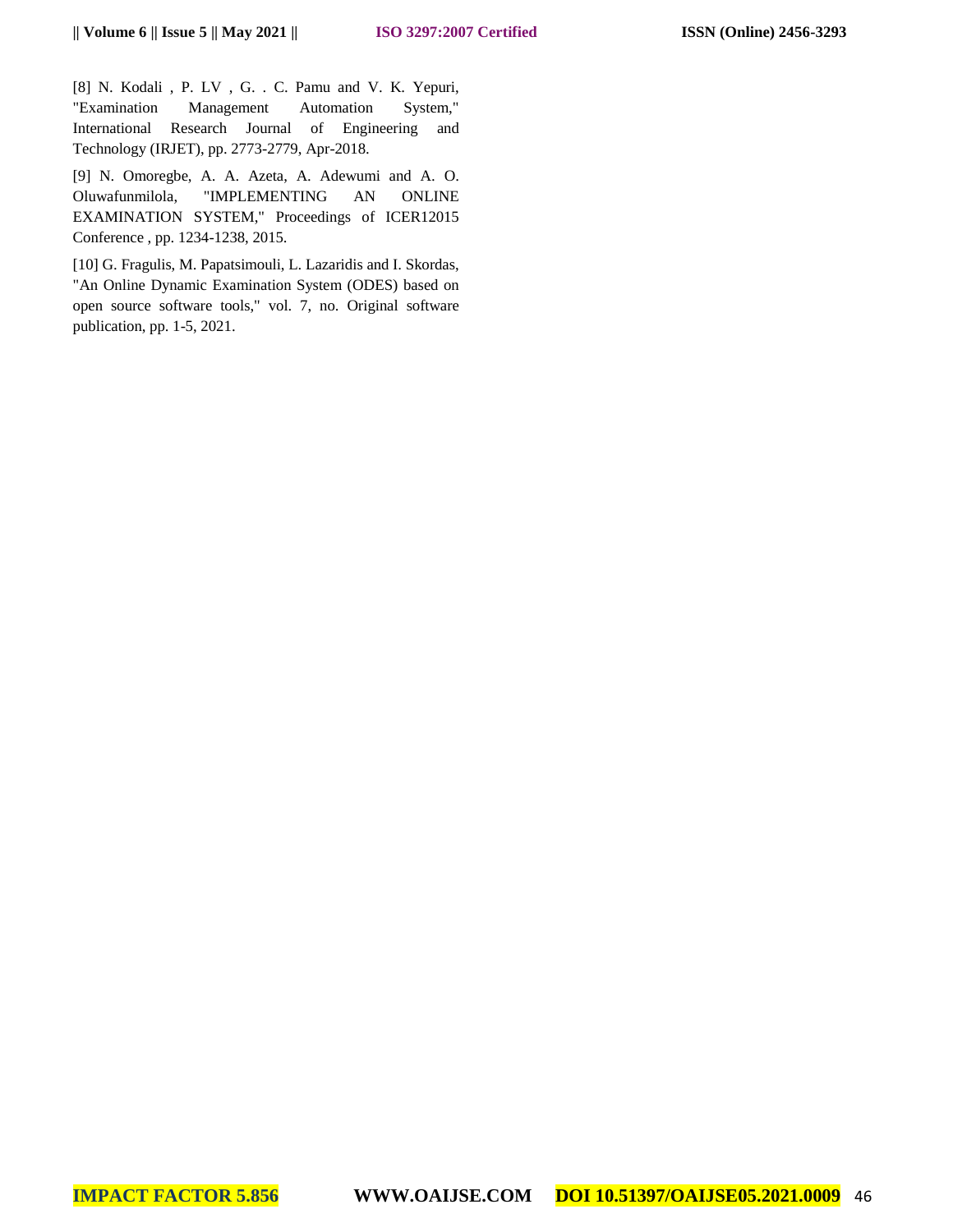[8] N. Kodali , P. LV , G. . C. Pamu and V. K. Yepuri, "Examination Management Automation System," International Research Journal of Engineering and Technology (IRJET), pp. 2773-2779, Apr-2018.

[9] N. Omoregbe, A. A. Azeta, A. Adewumi and A. O. Oluwafunmilola, "IMPLEMENTING AN ONLINE EXAMINATION SYSTEM," Proceedings of ICER12015 Conference , pp. 1234-1238, 2015.

[10] G. Fragulis, M. Papatsimouli, L. Lazaridis and I. Skordas, "An Online Dynamic Examination System (ODES) based on open source software tools," vol. 7, no. Original software publication, pp. 1-5, 2021.